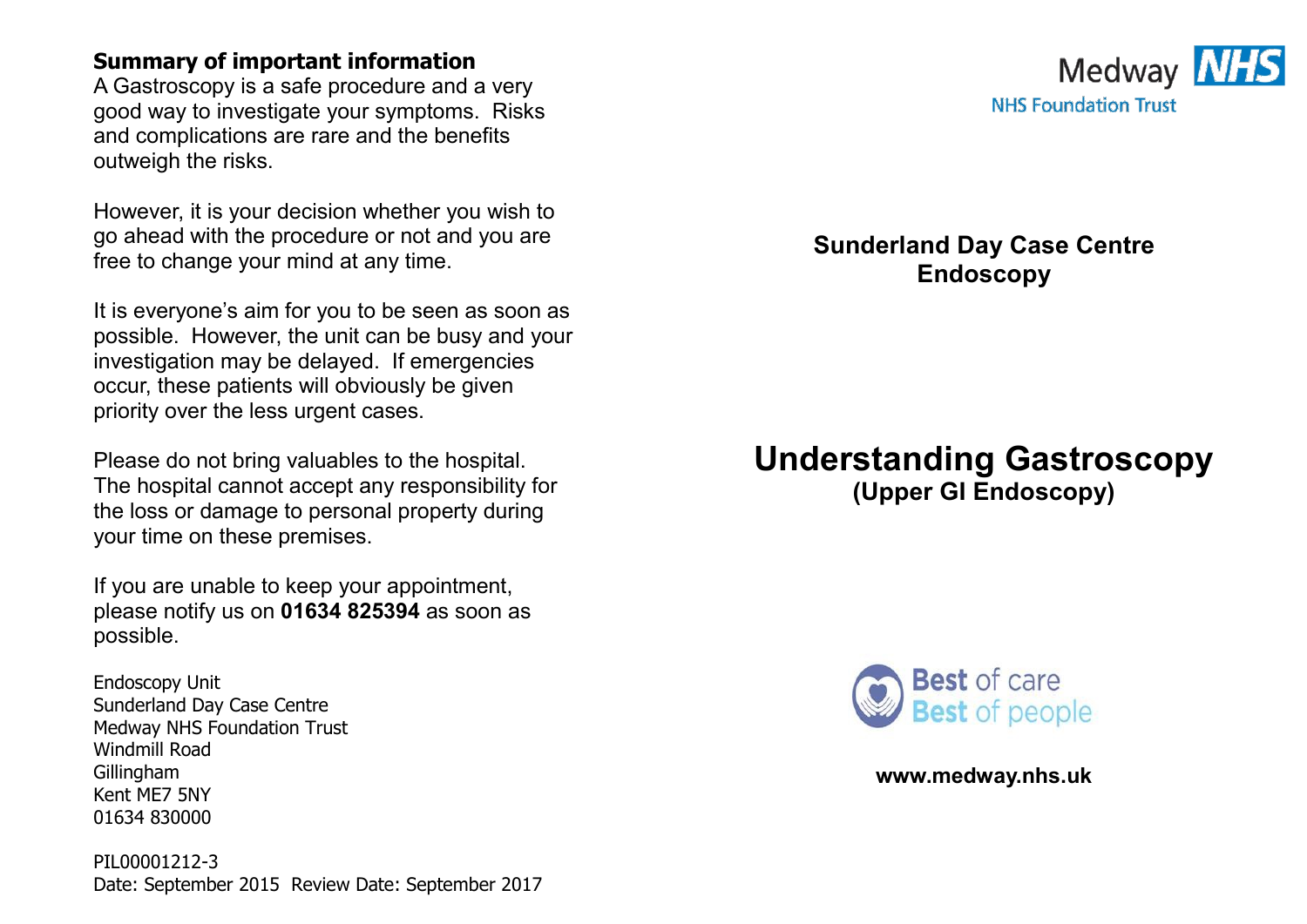Medway NHS
NHS Foundation Trust

## Sunderland Day Case Centre Endoscopy

# Understanding Gastroscopy

## (Upper GI Endoscopy)

Best of care
Best of people

**www.medway.nhs.uk**

**Summary of important information**

A Gastroscopy is a safe procedure and a very good way to investigate your symptoms. Risks and complications are rare and the benefits outweigh the risks.

However, it is your decision whether you wish to go ahead with the procedure or not and you are free to change your mind at any time.

It is everyone's aim for you to be seen as soon as possible. However, the unit can be busy and your investigation may be delayed. If emergencies occur, these patients will obviously be given priority over the less urgent cases.

Please do not bring valuables to the hospital. The hospital cannot accept any responsibility for the loss or damage to personal property during your time on these premises.

If you are unable to keep your appointment, please notify us on **01634 825394** as soon as possible.

Endoscopy Unit
Sunderland Day Case Centre
Medway NHS Foundation Trust
Windmill Road
Gillingham
Kent ME7 5NY
01634 830000

PIL00001212-3
Date: September 2015 Review Date: September 2017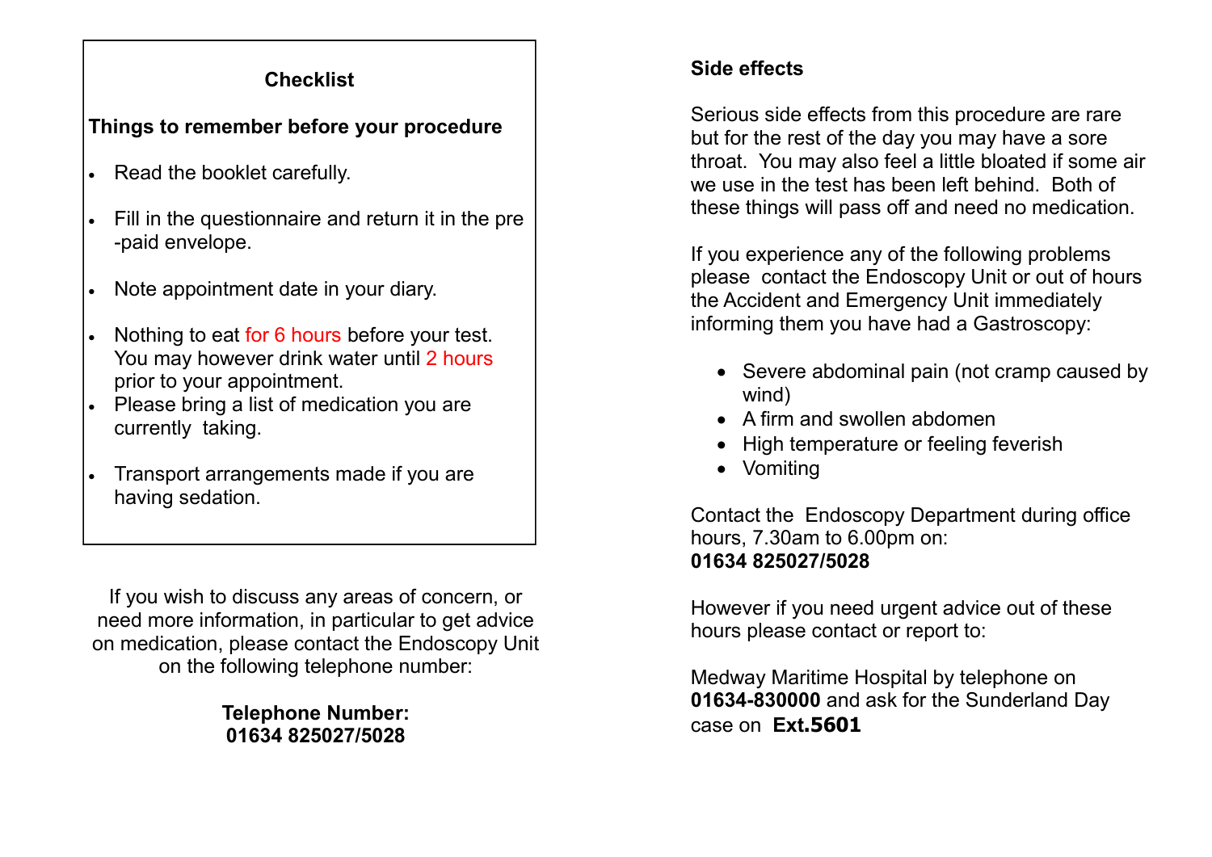## Checklist

**Things to remember before your procedure**

- Read the booklet carefully.
- Fill in the questionnaire and return it in the pre-paid envelope.
- Note appointment date in your diary.
- Nothing to eat for 6 hours before your test. You may however drink water until 2 hours prior to your appointment.
- Please bring a list of medication you are currently taking.
- Transport arrangements made if you are having sedation.

If you wish to discuss any areas of concern, or need more information, in particular to get advice on medication, please contact the Endoscopy Unit on the following telephone number:

**Telephone Number:**
**01634 825027/5028**

**Side effects**

Serious side effects from this procedure are rare but for the rest of the day you may have a sore throat. You may also feel a little bloated if some air we use in the test has been left behind. Both of these things will pass off and need no medication.

If you experience any of the following problems please contact the Endoscopy Unit or out of hours the Accident and Emergency Unit immediately informing them you have had a Gastroscopy:

- Severe abdominal pain (not cramp caused by wind)
- A firm and swollen abdomen
- High temperature or feeling feverish
- Vomiting

Contact the Endoscopy Department during office hours, 7.30am to 6.00pm on:
**01634 825027/5028**

However if you need urgent advice out of these hours please contact or report to:

Medway Maritime Hospital by telephone on **01634-830000** and ask for the Sunderland Day case on **Ext.5601**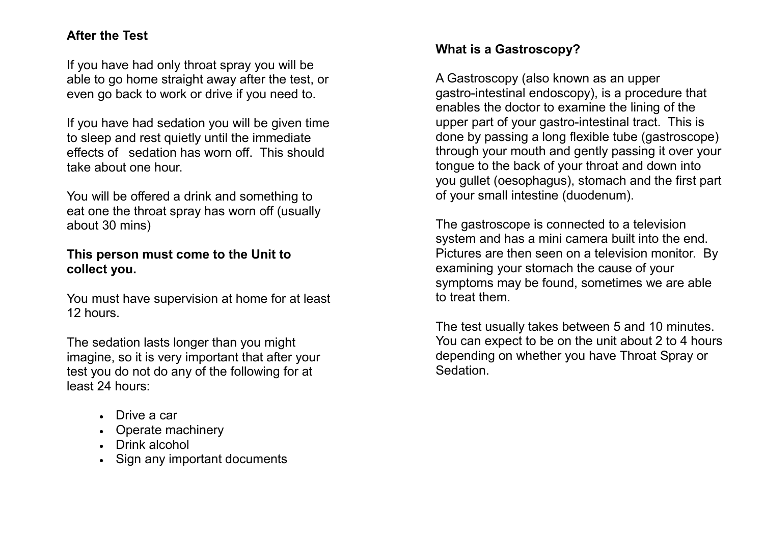## After the Test

If you have had only throat spray you will be able to go home straight away after the test, or even go back to work or drive if you need to.

If you have had sedation you will be given time to sleep and rest quietly until the immediate effects of sedation has worn off. This should take about one hour.

You will be offered a drink and something to eat one the throat spray has worn off (usually about 30 mins)

**This person must come to the Unit to collect you.**

You must have supervision at home for at least 12 hours.

The sedation lasts longer than you might imagine, so it is very important that after your test you do not do any of the following for at least 24 hours:

- Drive a car
- Operate machinery
- Drink alcohol
- Sign any important documents

## What is a Gastroscopy?

A Gastroscopy (also known as an upper gastro-intestinal endoscopy), is a procedure that enables the doctor to examine the lining of the upper part of your gastro-intestinal tract. This is done by passing a long flexible tube (gastroscope) through your mouth and gently passing it over your tongue to the back of your throat and down into you gullet (oesophagus), stomach and the first part of your small intestine (duodenum).

The gastroscope is connected to a television system and has a mini camera built into the end. Pictures are then seen on a television monitor. By examining your stomach the cause of your symptoms may be found, sometimes we are able to treat them.

The test usually takes between 5 and 10 minutes. You can expect to be on the unit about 2 to 4 hours depending on whether you have Throat Spray or Sedation.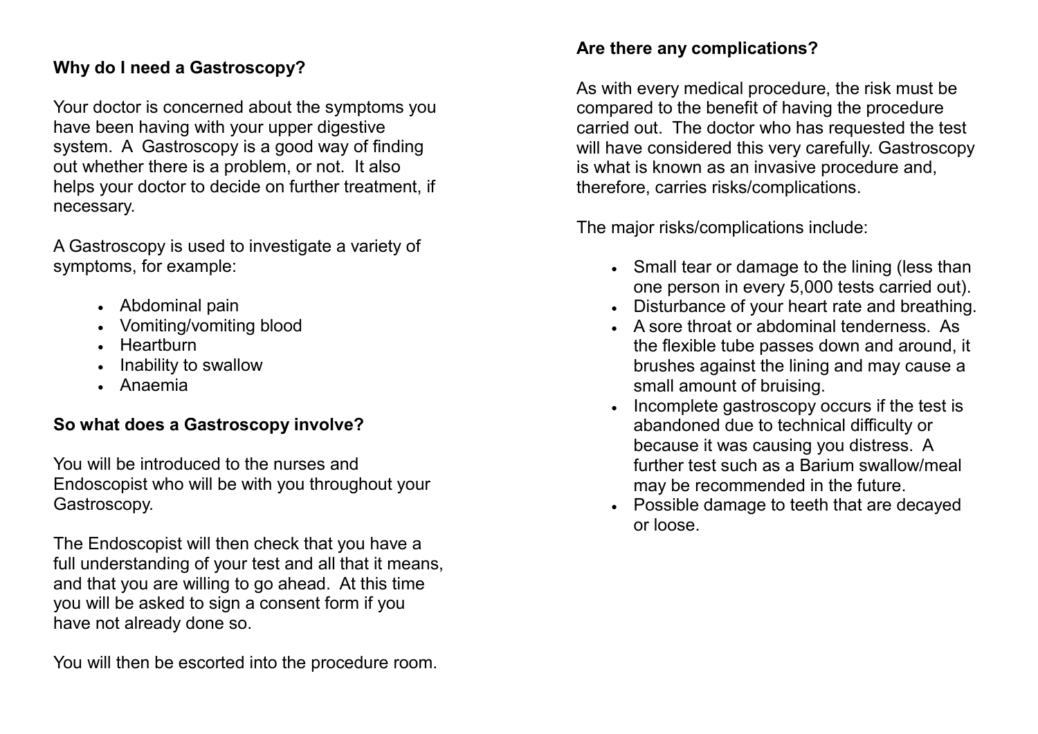## Why do I need a Gastroscopy?

Your doctor is concerned about the symptoms you have been having with your upper digestive system. A Gastroscopy is a good way of finding out whether there is a problem, or not. It also helps your doctor to decide on further treatment, if necessary.

A Gastroscopy is used to investigate a variety of symptoms, for example:

- Abdominal pain
- Vomiting/vomiting blood
- Heartburn
- Inability to swallow
- Anaemia

## So what does a Gastroscopy involve?

You will be introduced to the nurses and Endoscopist who will be with you throughout your Gastroscopy.

The Endoscopist will then check that you have a full understanding of your test and all that it means, and that you are willing to go ahead. At this time you will be asked to sign a consent form if you have not already done so.

You will then be escorted into the procedure room.

## Are there any complications?

As with every medical procedure, the risk must be compared to the benefit of having the procedure carried out. The doctor who has requested the test will have considered this very carefully. Gastroscopy is what is known as an invasive procedure and, therefore, carries risks/complications.

The major risks/complications include:

- Small tear or damage to the lining (less than one person in every 5,000 tests carried out).
- Disturbance of your heart rate and breathing.
- A sore throat or abdominal tenderness. As the flexible tube passes down and around, it brushes against the lining and may cause a small amount of bruising.
- Incomplete gastroscopy occurs if the test is abandoned due to technical difficulty or because it was causing you distress. A further test such as a Barium swallow/meal may be recommended in the future.
- Possible damage to teeth that are decayed or loose.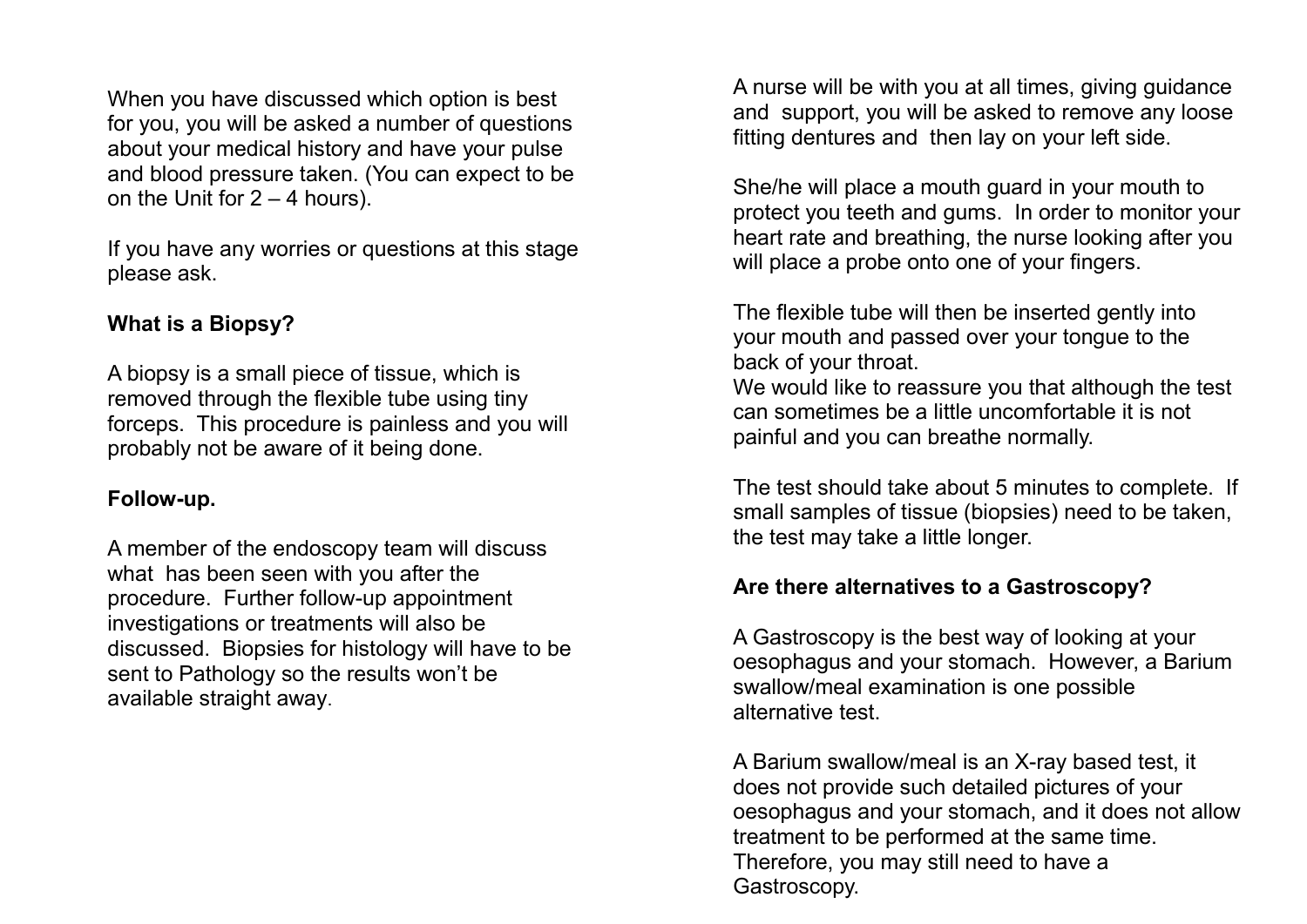When you have discussed which option is best for you, you will be asked a number of questions about your medical history and have your pulse and blood pressure taken. (You can expect to be on the Unit for 2 – 4 hours).

If you have any worries or questions at this stage please ask.

**What is a Biopsy?**

A biopsy is a small piece of tissue, which is removed through the flexible tube using tiny forceps. This procedure is painless and you will probably not be aware of it being done.

**Follow-up.**

A member of the endoscopy team will discuss what has been seen with you after the procedure. Further follow-up appointment investigations or treatments will also be discussed. Biopsies for histology will have to be sent to Pathology so the results won't be available straight away.

A nurse will be with you at all times, giving guidance and support, you will be asked to remove any loose fitting dentures and then lay on your left side.

She/he will place a mouth guard in your mouth to protect you teeth and gums. In order to monitor your heart rate and breathing, the nurse looking after you will place a probe onto one of your fingers.

The flexible tube will then be inserted gently into your mouth and passed over your tongue to the back of your throat.
We would like to reassure you that although the test can sometimes be a little uncomfortable it is not painful and you can breathe normally.

The test should take about 5 minutes to complete. If small samples of tissue (biopsies) need to be taken, the test may take a little longer.

**Are there alternatives to a Gastroscopy?**

A Gastroscopy is the best way of looking at your oesophagus and your stomach. However, a Barium swallow/meal examination is one possible alternative test.

A Barium swallow/meal is an X-ray based test, it does not provide such detailed pictures of your oesophagus and your stomach, and it does not allow treatment to be performed at the same time. Therefore, you may still need to have a Gastroscopy.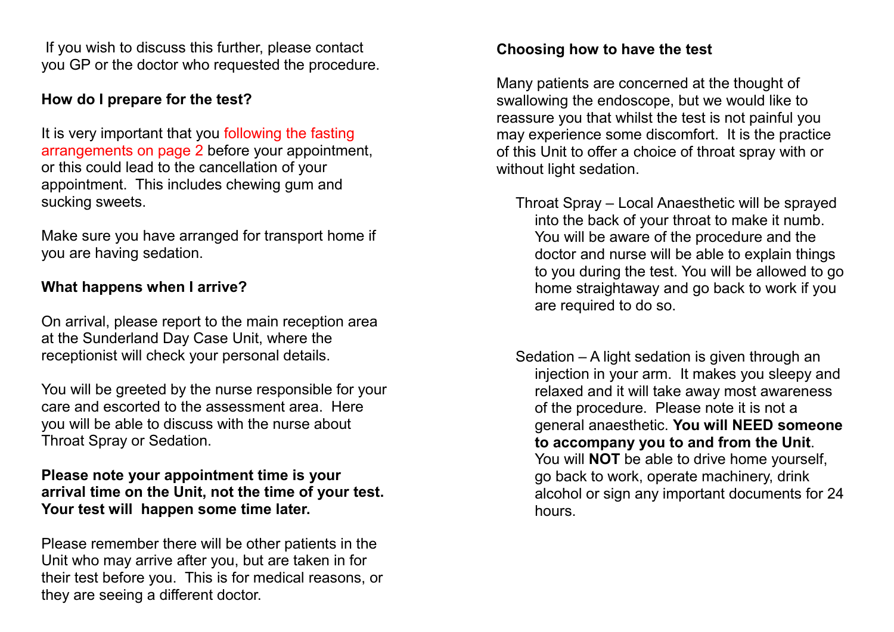If you wish to discuss this further, please contact you GP or the doctor who requested the procedure.

**How do I prepare for the test?**

It is very important that you following the fasting arrangements on page 2 before your appointment, or this could lead to the cancellation of your appointment. This includes chewing gum and sucking sweets.

Make sure you have arranged for transport home if you are having sedation.

**What happens when I arrive?**

On arrival, please report to the main reception area at the Sunderland Day Case Unit, where the receptionist will check your personal details.

You will be greeted by the nurse responsible for your care and escorted to the assessment area. Here you will be able to discuss with the nurse about Throat Spray or Sedation.

**Please note your appointment time is your arrival time on the Unit, not the time of your test. Your test will happen some time later.**

Please remember there will be other patients in the Unit who may arrive after you, but are taken in for their test before you. This is for medical reasons, or they are seeing a different doctor.

**Choosing how to have the test**

Many patients are concerned at the thought of swallowing the endoscope, but we would like to reassure you that whilst the test is not painful you may experience some discomfort. It is the practice of this Unit to offer a choice of throat spray with or without light sedation.

Throat Spray – Local Anaesthetic will be sprayed into the back of your throat to make it numb. You will be aware of the procedure and the doctor and nurse will be able to explain things to you during the test. You will be allowed to go home straightaway and go back to work if you are required to do so.

Sedation – A light sedation is given through an injection in your arm. It makes you sleepy and relaxed and it will take away most awareness of the procedure. Please note it is not a general anaesthetic. **You will NEED someone to accompany you to and from the Unit**. You will **NOT** be able to drive home yourself, go back to work, operate machinery, drink alcohol or sign any important documents for 24 hours.